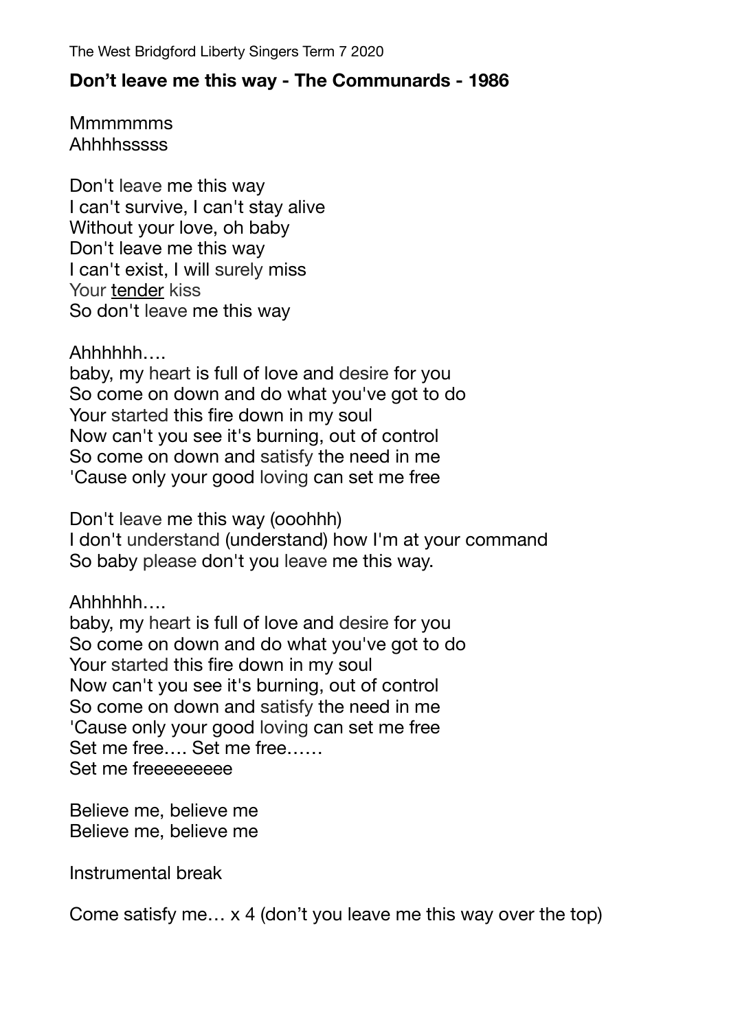The West Bridgford Liberty Singers Term 7 2020

**Don't leave me this way - The Communards - 1986**

Mmmmmms
Ahhhhsssss

Don't leave me this way
I can't survive, I can't stay alive
Without your love, oh baby
Don't leave me this way
I can't exist, I will surely miss
Your <u>tender</u> kiss
So don't leave me this way

Ahhhhhh….
baby, my heart is full of love and desire for you
So come on down and do what you've got to do
Your started this fire down in my soul
Now can't you see it's burning, out of control
So come on down and satisfy the need in me
'Cause only your good loving can set me free

Don't leave me this way (ooohhh)
I don't understand (understand) how I'm at your command
So baby please don't you leave me this way.

Ahhhhhh….
baby, my heart is full of love and desire for you
So come on down and do what you've got to do
Your started this fire down in my soul
Now can't you see it's burning, out of control
So come on down and satisfy the need in me
'Cause only your good loving can set me free
Set me free…. Set me free……
Set me freeeeeeeee

Believe me, believe me
Believe me, believe me

Instrumental break

Come satisfy me… x 4 (don't you leave me this way over the top)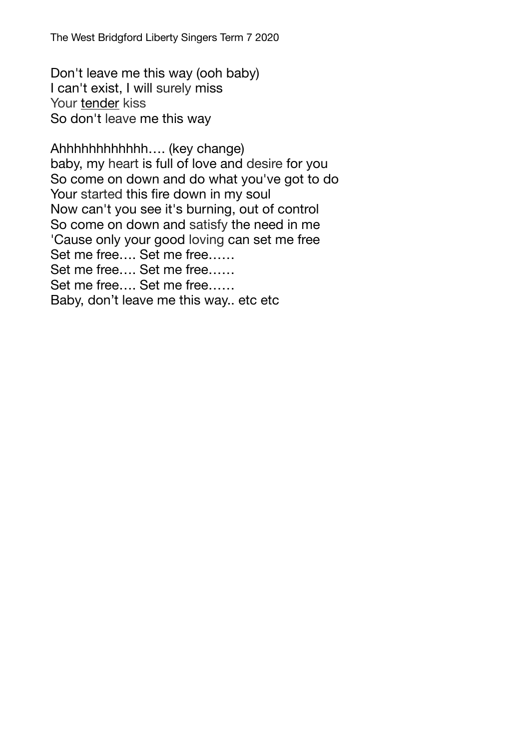Don't leave me this way (ooh baby)  
I can't exist, I will surely miss  
Your tender kiss  
So don't leave me this way

Ahhhhhhhhhhhh…. (key change)  
baby, my heart is full of love and desire for you  
So come on down and do what you've got to do  
Your started this fire down in my soul  
Now can't you see it's burning, out of control  
So come on down and satisfy the need in me  
'Cause only your good loving can set me free  
Set me free…. Set me free……  
Set me free…. Set me free……  
Set me free…. Set me free……  
Baby, don't leave me this way.. etc etc